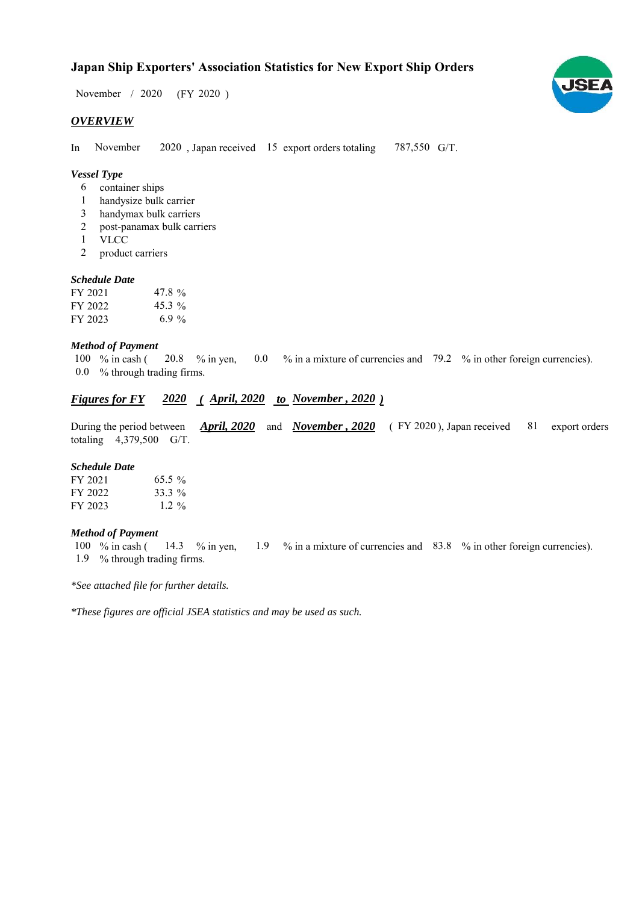# Japan Ship Exporters' Association Statistics for New Export Ship Orders

November / 2020 (FY 2020 )

## *OVERVIEW*

In November 2020 , Japan received 15 export orders totaling 787,550 G/T.

### *Vessel Type*

6 container ships
1 handysize bulk carrier
3 handymax bulk carriers
2 post-panamax bulk carriers
1 VLCC
2 product carriers

### *Schedule Date*

| | |
|---|---|
| FY 2021 | 47.8 % |
| FY 2022 | 45.3 % |
| FY 2023 | 6.9 % |

### *Method of Payment*

100 % in cash ( 20.8 % in yen, 0.0 % in a mixture of currencies and 79.2 % in other foreign currencies).
0.0 % through trading firms.

## *Figures for FY 2020 ( April, 2020 to November , 2020 )*

During the period between ***April, 2020*** and ***November , 2020*** ( FY 2020 ), Japan received 81 export orders totaling 4,379,500 G/T.

### *Schedule Date*

| | |
|---|---|
| FY 2021 | 65.5 % |
| FY 2022 | 33.3 % |
| FY 2023 | 1.2 % |

### *Method of Payment*

100 % in cash ( 14.3 % in yen, 1.9 % in a mixture of currencies and 83.8 % in other foreign currencies).
1.9 % through trading firms.

*\*See attached file for further details.*

*\*These figures are official JSEA statistics and may be used as such.*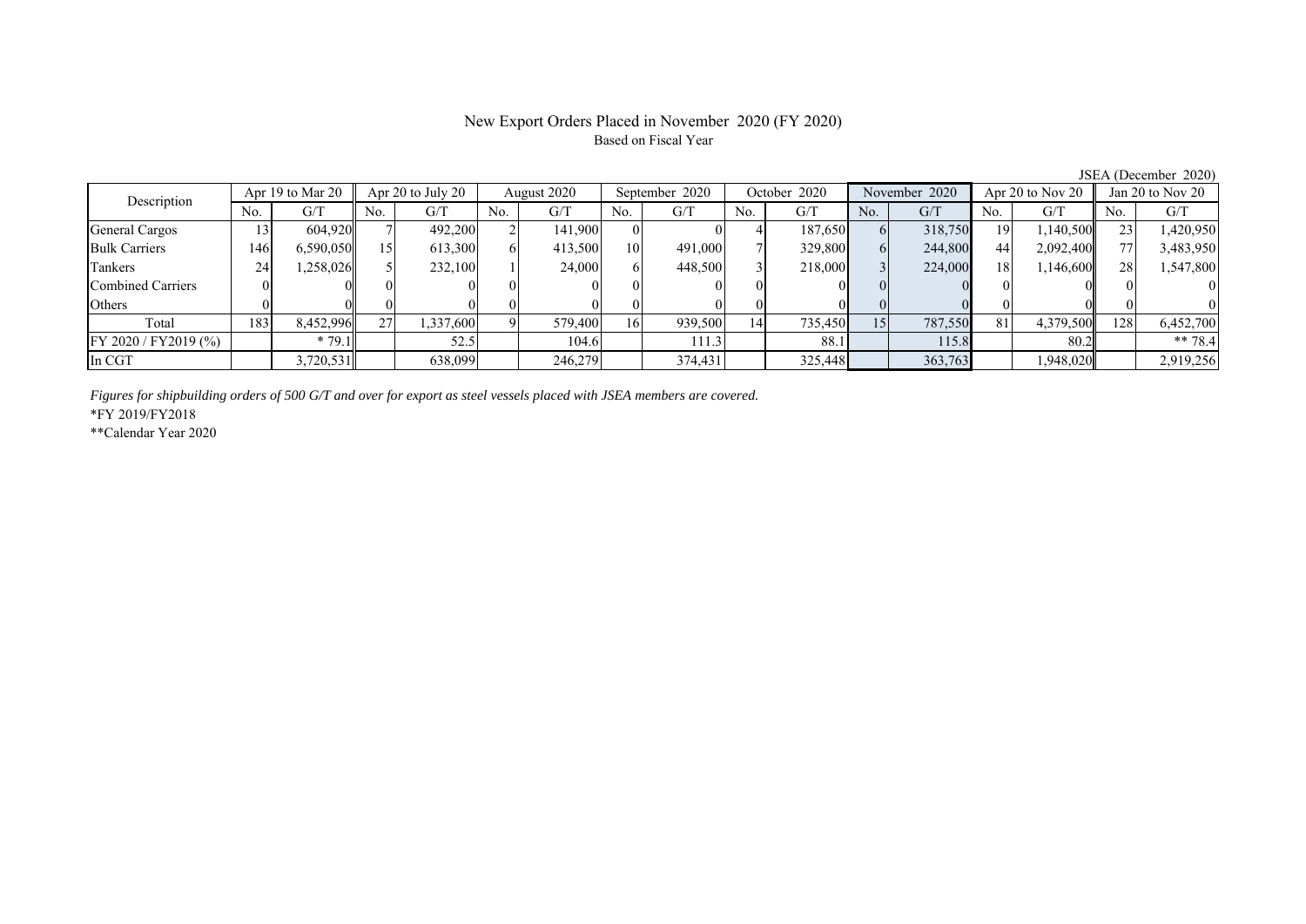# New Export Orders Placed in November 2020 (FY 2020)

Based on Fiscal Year

JSEA (December 2020)

| Description | Apr 19 to Mar 20 | | Apr 20 to July 20 | | August 2020 | | September 2020 | | October 2020 | | November 2020 | | Apr 20 to Nov 20 | | Jan 20 to Nov 20 | |
|---|---|---|---|---|---|---|---|---|---|---|---|---|---|---|---|---|
| | No. | G/T | No. | G/T | No. | G/T | No. | G/T | No. | G/T | No. | G/T | No. | G/T | No. | G/T |
| General Cargos | 13 | 604,920 | 7 | 492,200 | 2 | 141,900 | 0 | 0 | 4 | 187,650 | 6 | 318,750 | 19 | 1,140,500 | 23 | 1,420,950 |
| Bulk Carriers | 146 | 6,590,050 | 15 | 613,300 | 6 | 413,500 | 10 | 491,000 | 7 | 329,800 | 6 | 244,800 | 44 | 2,092,400 | 77 | 3,483,950 |
| Tankers | 24 | 1,258,026 | 5 | 232,100 | 1 | 24,000 | 6 | 448,500 | 3 | 218,000 | 3 | 224,000 | 18 | 1,146,600 | 28 | 1,547,800 |
| Combined Carriers | 0 | 0 | 0 | 0 | 0 | 0 | 0 | 0 | 0 | 0 | 0 | 0 | 0 | 0 | 0 | 0 |
| Others | 0 | 0 | 0 | 0 | 0 | 0 | 0 | 0 | 0 | 0 | 0 | 0 | 0 | 0 | 0 | 0 |
| Total | 183 | 8,452,996 | 27 | 1,337,600 | 9 | 579,400 | 16 | 939,500 | 14 | 735,450 | 15 | 787,550 | 81 | 4,379,500 | 128 | 6,452,700 |
| FY 2020 / FY2019 (%) | | * 79.1 | | 52.5 | | 104.6 | | 111.3 | | 88.1 | | 115.8 | | 80.2 | | ** 78.4 |
| In CGT | | 3,720,531 | | 638,099 | | 246,279 | | 374,431 | | 325,448 | | 363,763 | | 1,948,020 | | 2,919,256 |

*Figures for shipbuilding orders of 500 G/T and over for export as steel vessels placed with JSEA members are covered.*

*FY 2019/FY2018

**Calendar Year 2020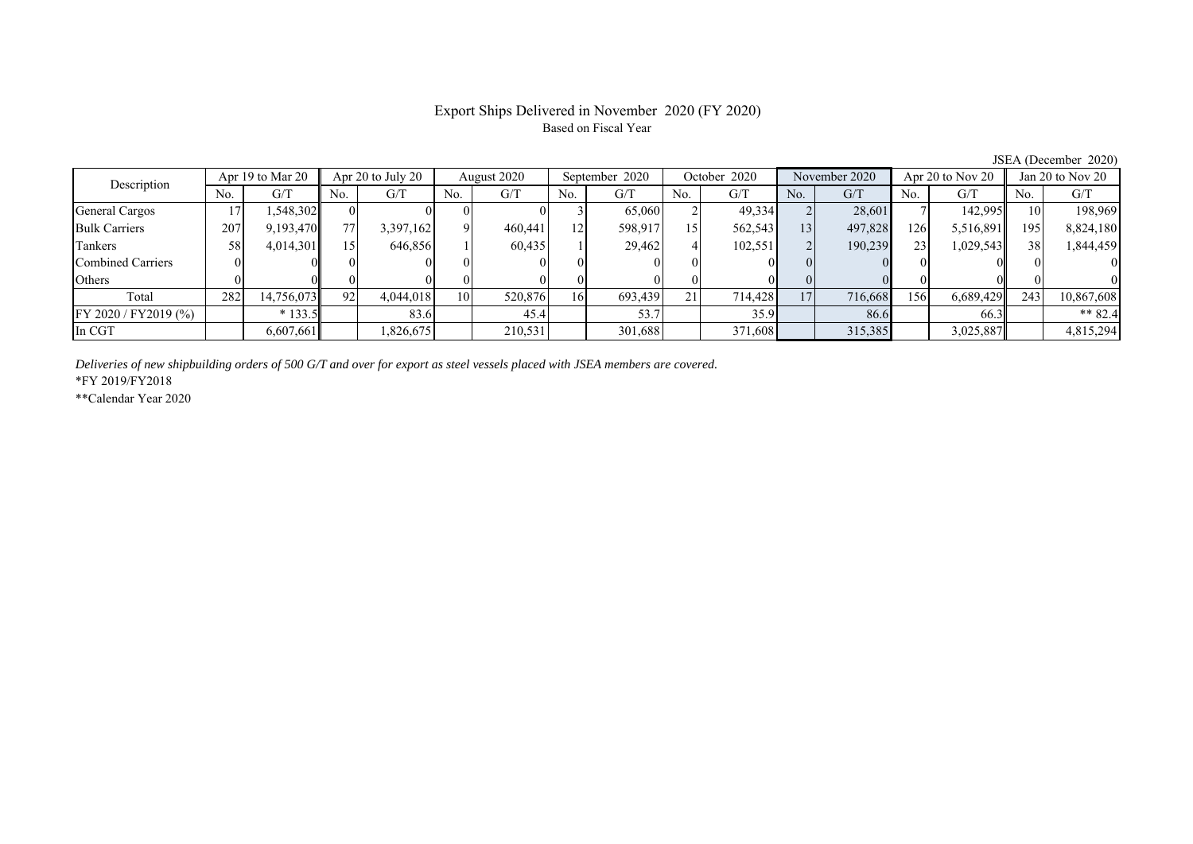# Export Ships Delivered in November 2020 (FY 2020)

Based on Fiscal Year

JSEA (December 2020)

| Description | Apr 19 to Mar 20 | | Apr 20 to July 20 | | August 2020 | | September 2020 | | October 2020 | | November 2020 | | Apr 20 to Nov 20 | | Jan 20 to Nov 20 | |
|---|---|---|---|---|---|---|---|---|---|---|---|---|---|---|---|---|
| | No. | G/T | No. | G/T | No. | G/T | No. | G/T | No. | G/T | No. | G/T | No. | G/T | No. | G/T |
| General Cargos | 17 | 1,548,302 | 0 | 0 | 0 | 0 | 3 | 65,060 | 2 | 49,334 | 2 | 28,601 | 7 | 142,995 | 10 | 198,969 |
| Bulk Carriers | 207 | 9,193,470 | 77 | 3,397,162 | 9 | 460,441 | 12 | 598,917 | 15 | 562,543 | 13 | 497,828 | 126 | 5,516,891 | 195 | 8,824,180 |
| Tankers | 58 | 4,014,301 | 15 | 646,856 | 1 | 60,435 | 1 | 29,462 | 4 | 102,551 | 2 | 190,239 | 23 | 1,029,543 | 38 | 1,844,459 |
| Combined Carriers | 0 | 0 | 0 | 0 | 0 | 0 | 0 | 0 | 0 | 0 | 0 | 0 | 0 | 0 | 0 | 0 |
| Others | 0 | 0 | 0 | 0 | 0 | 0 | 0 | 0 | 0 | 0 | 0 | 0 | 0 | 0 | 0 | 0 |
| Total | 282 | 14,756,073 | 92 | 4,044,018 | 10 | 520,876 | 16 | 693,439 | 21 | 714,428 | 17 | 716,668 | 156 | 6,689,429 | 243 | 10,867,608 |
| FY 2020 / FY2019 (%) | | * 133.5 | | 83.6 | | 45.4 | | 53.7 | | 35.9 | | 86.6 | | 66.3 | | ** 82.4 |
| In CGT | | 6,607,661 | | 1,826,675 | | 210,531 | | 301,688 | | 371,608 | | 315,385 | | 3,025,887 | | 4,815,294 |

*Deliveries of new shipbuilding orders of 500 G/T and over for export as steel vessels placed with JSEA members are covered.*

*FY 2019/FY2018

**Calendar Year 2020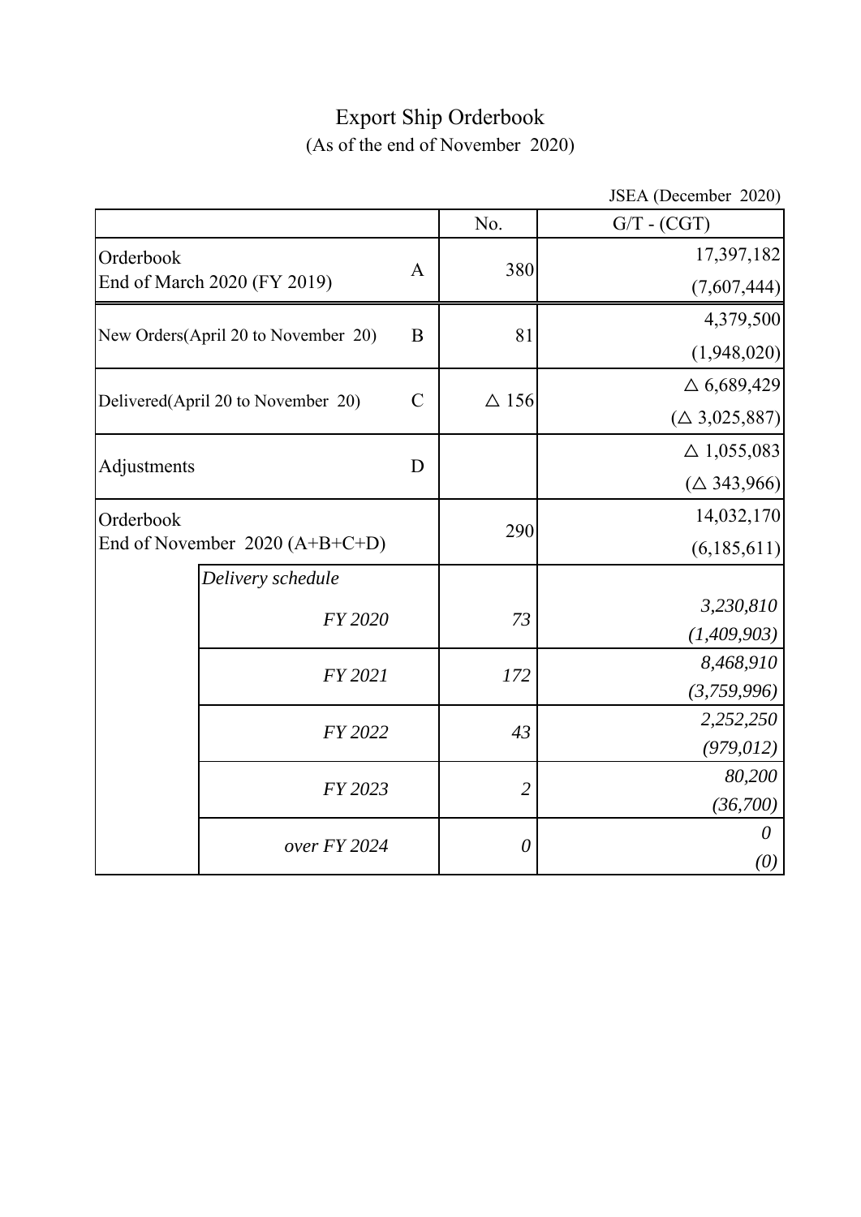# Export Ship Orderbook

(As of the end of November 2020)

JSEA (December 2020)

| | | | No. | G/T - (CGT) |
|---|---|---|---|---|
| Orderbook<br>End of March 2020 (FY 2019) | | A | 380 | 17,397,182<br>(7,607,444) |
| New Orders(April 20 to November 20) | | B | 81 | 4,379,500<br>(1,948,020) |
| Delivered(April 20 to November 20) | | C | △ 156 | △ 6,689,429<br>(△ 3,025,887) |
| Adjustments | | D | | △ 1,055,083<br>(△ 343,966) |
| Orderbook<br>End of November 2020 (A+B+C+D) | | | 290 | 14,032,170<br>(6,185,611) |
| | *Delivery schedule* | | | |
| | *FY 2020* | | *73* | *3,230,810*<br>*(1,409,903)* |
| | *FY 2021* | | *172* | *8,468,910*<br>*(3,759,996)* |
| | *FY 2022* | | *43* | *2,252,250*<br>*(979,012)* |
| | *FY 2023* | | *2* | *80,200*<br>*(36,700)* |
| | *over FY 2024* | | *0* | *0*<br>*(0)* |